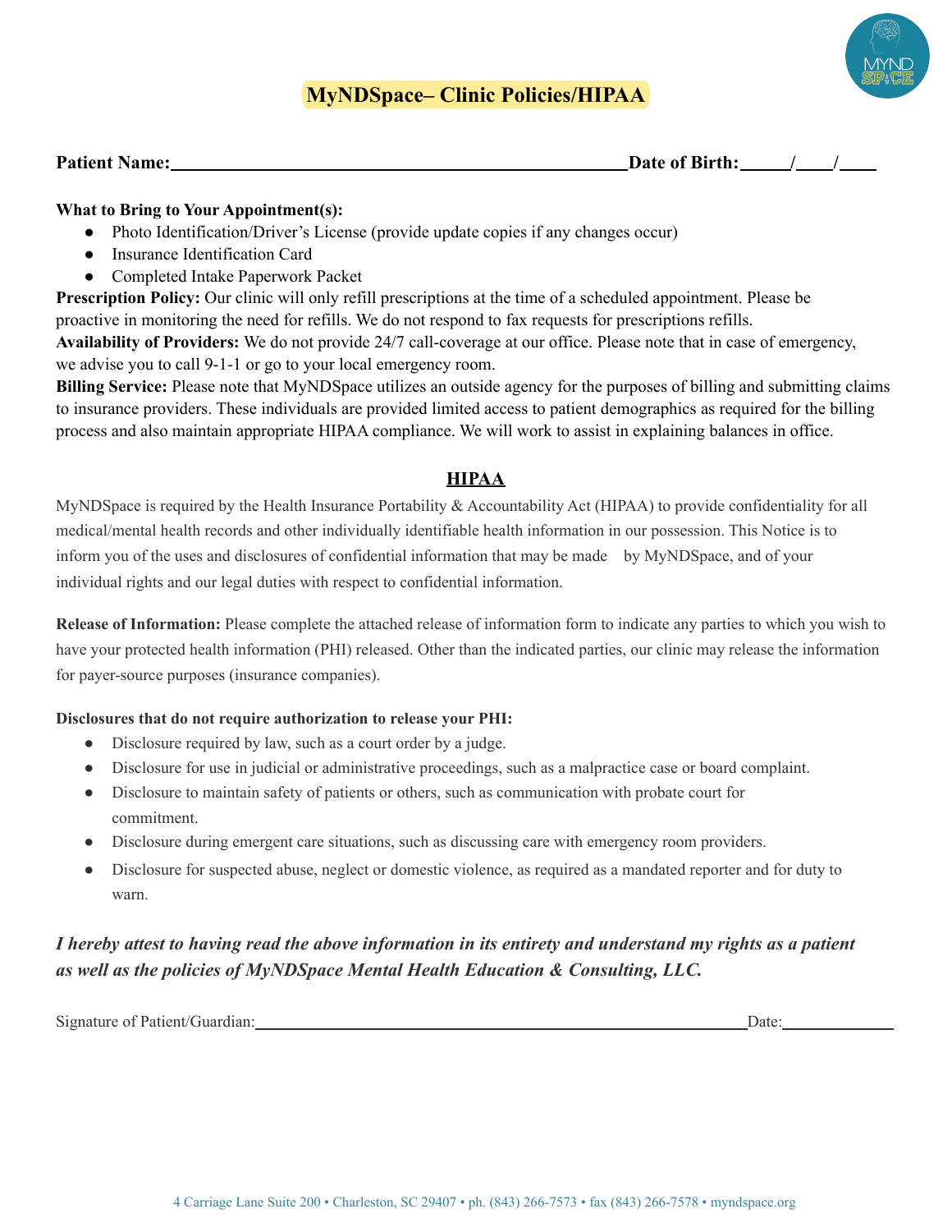# MyNDSpace– Clinic Policies/HIPAA

**Patient Name:**\_\_\_\_\_\_\_\_\_\_\_\_\_\_\_\_\_\_\_\_\_\_\_\_\_\_\_\_\_\_\_\_\_\_\_\_\_\_\_\_\_\_\_\_\_\_**Date of Birth:**\_\_\_\_\_/\_\_\_\_/\_\_\_\_

**What to Bring to Your Appointment(s):**

- Photo Identification/Driver's License (provide update copies if any changes occur)
- Insurance Identification Card
- Completed Intake Paperwork Packet

**Prescription Policy:** Our clinic will only refill prescriptions at the time of a scheduled appointment. Please be proactive in monitoring the need for refills. We do not respond to fax requests for prescriptions refills.

**Availability of Providers:** We do not provide 24/7 call-coverage at our office. Please note that in case of emergency, we advise you to call 9-1-1 or go to your local emergency room.

**Billing Service:** Please note that MyNDSpace utilizes an outside agency for the purposes of billing and submitting claims to insurance providers. These individuals are provided limited access to patient demographics as required for the billing process and also maintain appropriate HIPAA compliance. We will work to assist in explaining balances in office.

## HIPAA

MyNDSpace is required by the Health Insurance Portability & Accountability Act (HIPAA) to provide confidentiality for all medical/mental health records and other individually identifiable health information in our possession. This Notice is to inform you of the uses and disclosures of confidential information that may be made by MyNDSpace, and of your individual rights and our legal duties with respect to confidential information.

**Release of Information:** Please complete the attached release of information form to indicate any parties to which you wish to have your protected health information (PHI) released. Other than the indicated parties, our clinic may release the information for payer-source purposes (insurance companies).

**Disclosures that do not require authorization to release your PHI:**

- Disclosure required by law, such as a court order by a judge.
- Disclosure for use in judicial or administrative proceedings, such as a malpractice case or board complaint.
- Disclosure to maintain safety of patients or others, such as communication with probate court for commitment.
- Disclosure during emergent care situations, such as discussing care with emergency room providers.
- Disclosure for suspected abuse, neglect or domestic violence, as required as a mandated reporter and for duty to warn.

***I hereby attest to having read the above information in its entirety and understand my rights as a patient as well as the policies of MyNDSpace Mental Health Education & Consulting, LLC.***

Signature of Patient/Guardian:\_\_\_\_\_\_\_\_\_\_\_\_\_\_\_\_\_\_\_\_\_\_\_\_\_\_\_\_\_\_\_\_\_\_\_\_\_\_\_\_\_\_\_\_\_\_\_\_\_\_Date:\_\_\_\_\_\_\_\_\_\_\_\_

4 Carriage Lane Suite 200 • Charleston, SC 29407 • ph. (843) 266-7573 • fax (843) 266-7578 • myndspace.org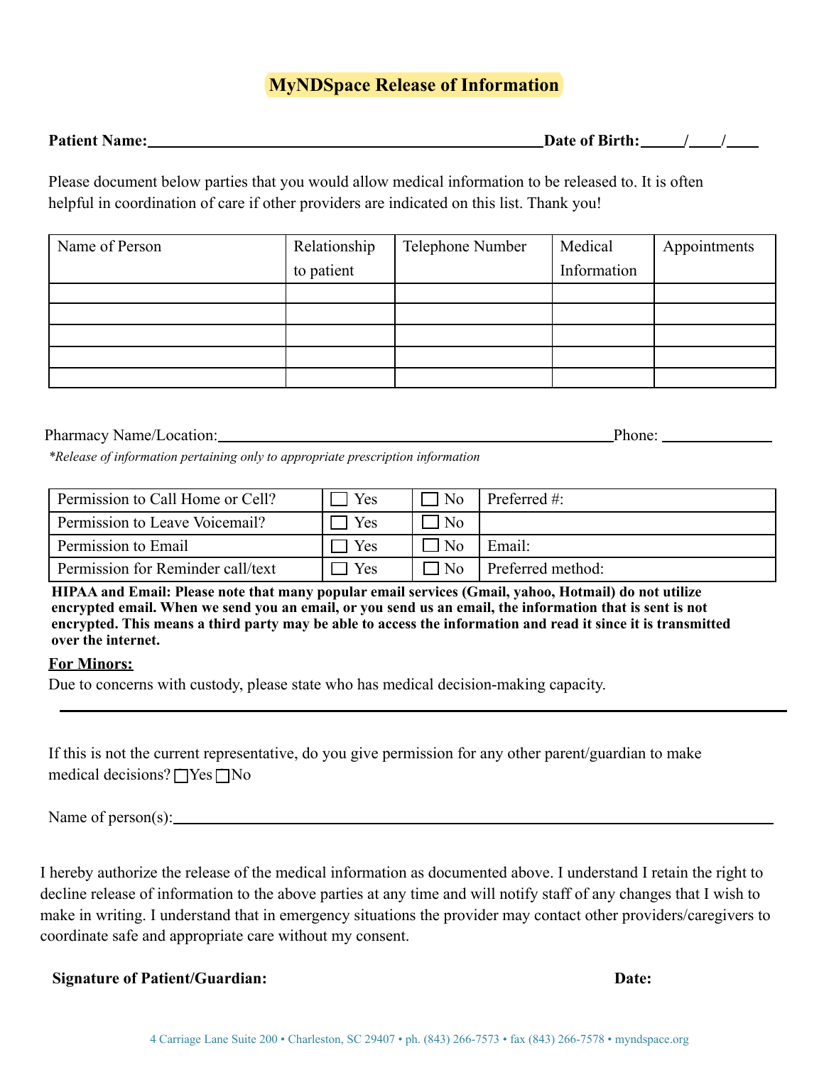# MyNDSpace Release of Information

**Patient Name:**______________________________________________**Date of Birth:**_____/____/____

Please document below parties that you would allow medical information to be released to. It is often helpful in coordination of care if other providers are indicated on this list. Thank you!

| Name of Person | Relationship to patient | Telephone Number | Medical Information | Appointments |
|---|---|---|---|---|
| | | | | |
| | | | | |
| | | | | |
| | | | | |
| | | | | |

Pharmacy Name/Location:_______________________________________________Phone: ______________

*\*Release of information pertaining only to appropriate prescription information*

| | | | |
|---|---|---|---|
| Permission to Call Home or Cell? | ☐ Yes | ☐ No | Preferred #: |
| Permission to Leave Voicemail? | ☐ Yes | ☐ No | |
| Permission to Email | ☐ Yes | ☐ No | Email: |
| Permission for Reminder call/text | ☐ Yes | ☐ No | Preferred method: |

**HIPAA and Email: Please note that many popular email services (Gmail, yahoo, Hotmail) do not utilize encrypted email. When we send you an email, or you send us an email, the information that is sent is not encrypted. This means a third party may be able to access the information and read it since it is transmitted over the internet.**

**For Minors:**

Due to concerns with custody, please state who has medical decision-making capacity.

______________________________________________________________________________

If this is not the current representative, do you give permission for any other parent/guardian to make medical decisions? ☐Yes ☐No

Name of person(s):______________________________________________________________

I hereby authorize the release of the medical information as documented above. I understand I retain the right to decline release of information to the above parties at any time and will notify staff of any changes that I wish to make in writing. I understand that in emergency situations the provider may contact other providers/caregivers to coordinate safe and appropriate care without my consent.

**Signature of Patient/Guardian:** **Date:**

4 Carriage Lane Suite 200 • Charleston, SC 29407 • ph. (843) 266-7573 • fax (843) 266-7578 • myndspace.org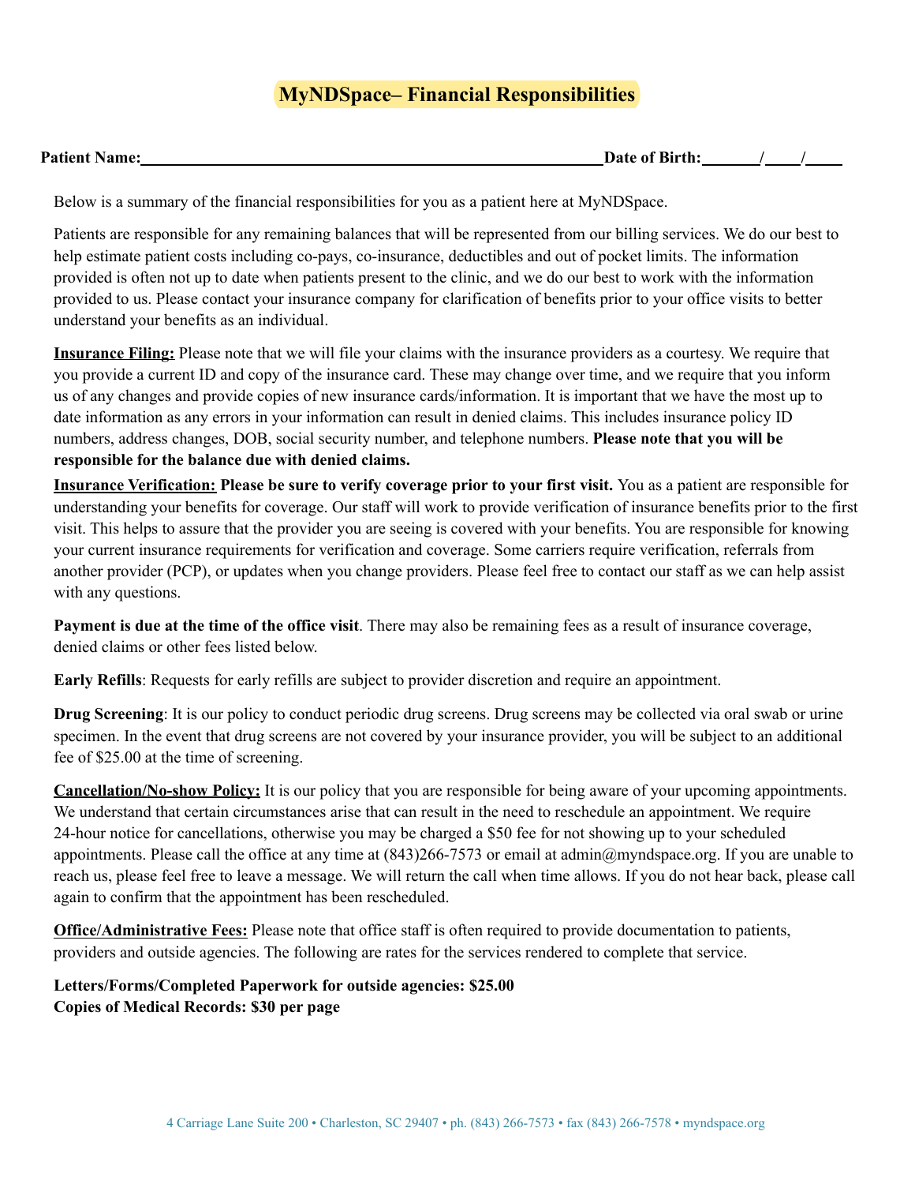# MyNDSpace– Financial Responsibilities

**Patient Name:**\_\_\_\_\_\_\_\_\_\_\_\_\_\_\_\_\_\_\_\_\_\_\_\_\_\_\_\_\_\_\_\_\_\_\_\_\_\_\_\_\_\_\_\_\_\_\_\_\_\_\_\_\_\_\_\_\_\_**Date of Birth:**\_\_\_\_\_\_\_/\_\_\_\_/\_\_\_\_

Below is a summary of the financial responsibilities for you as a patient here at MyNDSpace.

Patients are responsible for any remaining balances that will be represented from our billing services. We do our best to help estimate patient costs including co-pays, co-insurance, deductibles and out of pocket limits. The information provided is often not up to date when patients present to the clinic, and we do our best to work with the information provided to us. Please contact your insurance company for clarification of benefits prior to your office visits to better understand your benefits as an individual.

**Insurance Filing:** Please note that we will file your claims with the insurance providers as a courtesy. We require that you provide a current ID and copy of the insurance card. These may change over time, and we require that you inform us of any changes and provide copies of new insurance cards/information. It is important that we have the most up to date information as any errors in your information can result in denied claims. This includes insurance policy ID numbers, address changes, DOB, social security number, and telephone numbers. **Please note that you will be responsible for the balance due with denied claims.**

**Insurance Verification:** **Please be sure to verify coverage prior to your first visit.** You as a patient are responsible for understanding your benefits for coverage. Our staff will work to provide verification of insurance benefits prior to the first visit. This helps to assure that the provider you are seeing is covered with your benefits. You are responsible for knowing your current insurance requirements for verification and coverage. Some carriers require verification, referrals from another provider (PCP), or updates when you change providers. Please feel free to contact our staff as we can help assist with any questions.

**Payment is due at the time of the office visit**. There may also be remaining fees as a result of insurance coverage, denied claims or other fees listed below.

**Early Refills**: Requests for early refills are subject to provider discretion and require an appointment.

**Drug Screening**: It is our policy to conduct periodic drug screens. Drug screens may be collected via oral swab or urine specimen. In the event that drug screens are not covered by your insurance provider, you will be subject to an additional fee of $25.00 at the time of screening.

**Cancellation/No-show Policy:** It is our policy that you are responsible for being aware of your upcoming appointments. We understand that certain circumstances arise that can result in the need to reschedule an appointment. We require 24-hour notice for cancellations, otherwise you may be charged a $50 fee for not showing up to your scheduled appointments. Please call the office at any time at (843)266-7573 or email at admin@myndspace.org. If you are unable to reach us, please feel free to leave a message. We will return the call when time allows. If you do not hear back, please call again to confirm that the appointment has been rescheduled.

**Office/Administrative Fees:** Please note that office staff is often required to provide documentation to patients, providers and outside agencies. The following are rates for the services rendered to complete that service.

**Letters/Forms/Completed Paperwork for outside agencies: $25.00**
**Copies of Medical Records: $30 per page**

4 Carriage Lane Suite 200 • Charleston, SC 29407 • ph. (843) 266-7573 • fax (843) 266-7578 • myndspace.org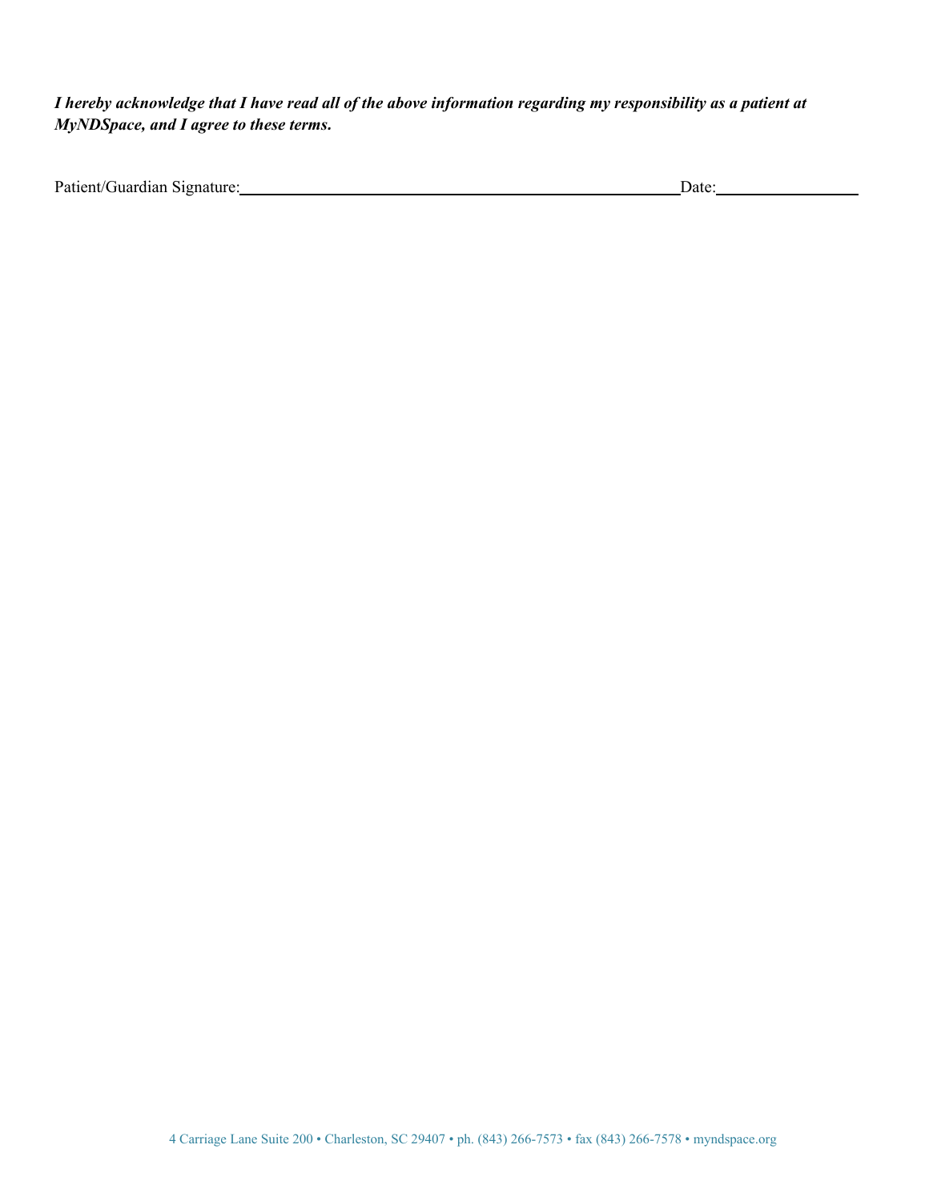***I hereby acknowledge that I have read all of the above information regarding my responsibility as a patient at MyNDSpace, and I agree to these terms.***

Patient/Guardian Signature:\_\_\_\_\_\_\_\_\_\_\_\_\_\_\_\_\_\_\_\_\_\_\_\_\_\_\_\_\_\_\_\_\_\_\_\_\_\_\_\_\_\_\_\_\_\_\_\_\_\_\_\_ Date:\_\_\_\_\_\_\_\_\_\_\_\_\_\_\_\_\_\_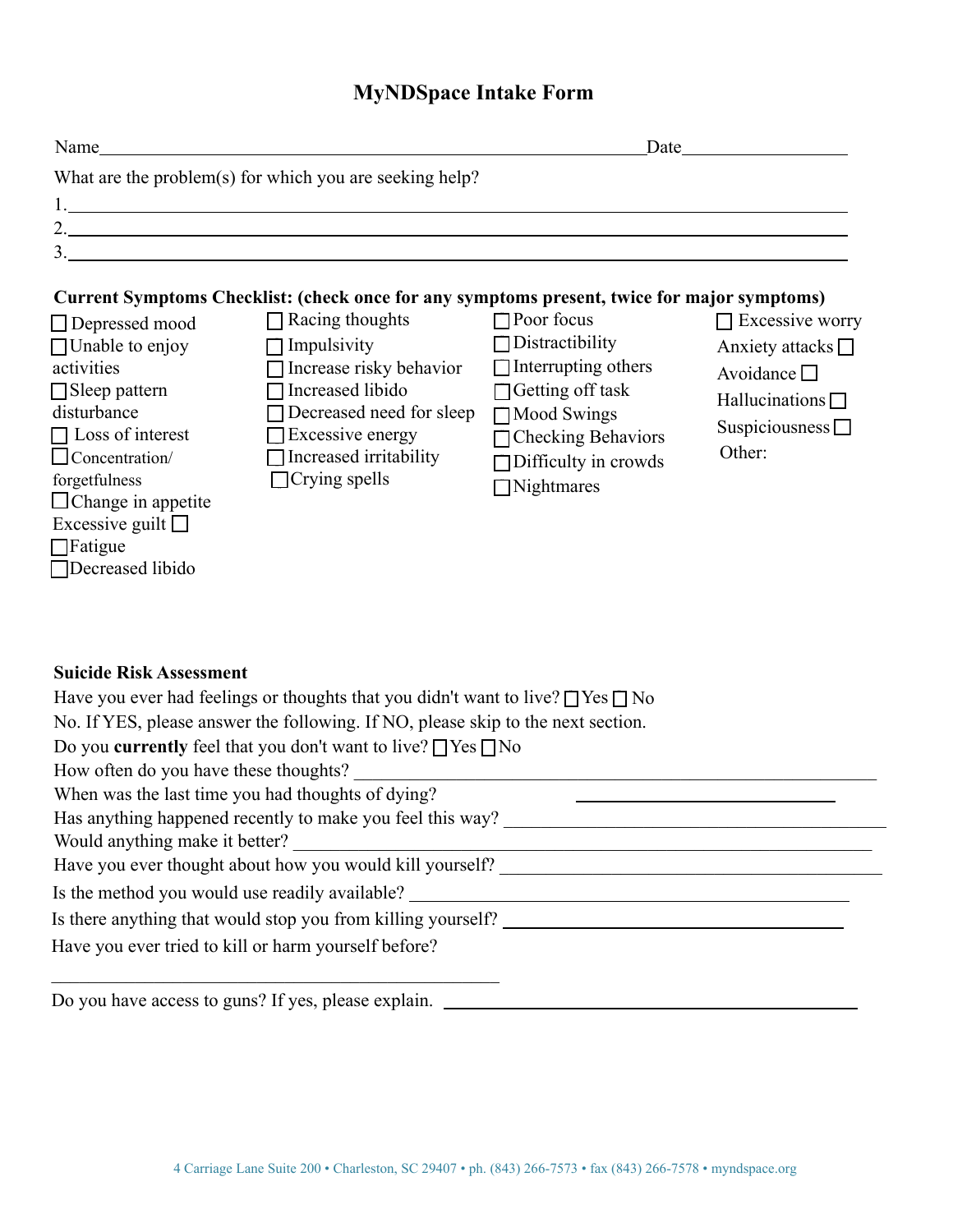# MyNDSpace Intake Form

Name\_\_\_\_\_\_\_\_\_\_\_\_\_\_\_\_\_\_\_\_\_\_\_\_\_\_\_\_\_\_\_\_\_\_\_\_\_\_\_\_\_\_\_\_\_\_\_\_ Date\_\_\_\_\_\_\_\_\_\_\_\_\_\_\_

What are the problem(s) for which you are seeking help?

1. \_\_\_\_\_\_\_\_\_\_\_\_\_\_\_\_\_\_\_\_\_\_\_\_\_\_\_\_\_\_\_\_\_\_\_\_\_\_\_\_\_\_\_\_\_\_\_\_\_\_\_\_\_\_\_\_\_\_\_\_
2. \_\_\_\_\_\_\_\_\_\_\_\_\_\_\_\_\_\_\_\_\_\_\_\_\_\_\_\_\_\_\_\_\_\_\_\_\_\_\_\_\_\_\_\_\_\_\_\_\_\_\_\_\_\_\_\_\_\_\_\_
3. \_\_\_\_\_\_\_\_\_\_\_\_\_\_\_\_\_\_\_\_\_\_\_\_\_\_\_\_\_\_\_\_\_\_\_\_\_\_\_\_\_\_\_\_\_\_\_\_\_\_\_\_\_\_\_\_\_\_\_\_

**Current Symptoms Checklist: (check once for any symptoms present, twice for major symptoms)**

- ☐ Depressed mood
- ☐ Unable to enjoy activities
- ☐ Sleep pattern disturbance
- ☐ Loss of interest
- ☐ Concentration/ forgetfulness
- ☐ Change in appetite
- Excessive guilt ☐
- ☐ Fatigue
- ☐ Decreased libido
- ☐ Racing thoughts
- ☐ Impulsivity
- ☐ Increase risky behavior
- ☐ Increased libido
- ☐ Decreased need for sleep
- ☐ Excessive energy
- ☐ Increased irritability
- ☐ Crying spells
- ☐ Poor focus
- ☐ Distractibility
- ☐ Interrupting others
- ☐ Getting off task
- ☐ Mood Swings
- ☐ Checking Behaviors
- ☐ Difficulty in crowds
- ☐ Nightmares
- ☐ Excessive worry
- Anxiety attacks ☐
- Avoidance ☐
- Hallucinations ☐
- Suspiciousness ☐
- Other:

**Suicide Risk Assessment**

Have you ever had feelings or thoughts that you didn't want to live? ☐ Yes ☐ No

No. If YES, please answer the following. If NO, please skip to the next section.

Do you **currently** feel that you don't want to live? ☐ Yes ☐ No

How often do you have these thoughts? \_\_\_\_\_\_\_\_\_\_\_\_\_\_\_\_\_\_\_\_\_\_\_\_\_\_\_\_\_\_\_\_\_\_\_\_\_\_

When was the last time you had thoughts of dying? \_\_\_\_\_\_\_\_\_\_\_\_\_\_\_\_\_\_\_\_\_\_\_\_

Has anything happened recently to make you feel this way? \_\_\_\_\_\_\_\_\_\_\_\_\_\_\_\_\_\_\_\_\_\_\_\_\_\_\_\_

Would anything make it better? \_\_\_\_\_\_\_\_\_\_\_\_\_\_\_\_\_\_\_\_\_\_\_\_\_\_\_\_\_\_\_\_\_\_\_\_\_\_\_\_\_\_\_\_

Have you ever thought about how you would kill yourself? \_\_\_\_\_\_\_\_\_\_\_\_\_\_\_\_\_\_\_\_\_\_\_\_\_\_\_\_

Is the method you would use readily available? \_\_\_\_\_\_\_\_\_\_\_\_\_\_\_\_\_\_\_\_\_\_\_\_\_\_\_\_\_\_\_\_\_\_

Is there anything that would stop you from killing yourself? \_\_\_\_\_\_\_\_\_\_\_\_\_\_\_\_\_\_\_\_\_\_\_\_\_\_

Have you ever tried to kill or harm yourself before?

\_\_\_\_\_\_\_\_\_\_\_\_\_\_\_\_\_\_\_\_\_\_\_\_\_\_\_\_\_\_\_\_\_\_\_\_\_\_\_\_\_\_\_\_

Do you have access to guns? If yes, please explain. \_\_\_\_\_\_\_\_\_\_\_\_\_\_\_\_\_\_\_\_\_\_\_\_\_\_\_\_\_\_\_\_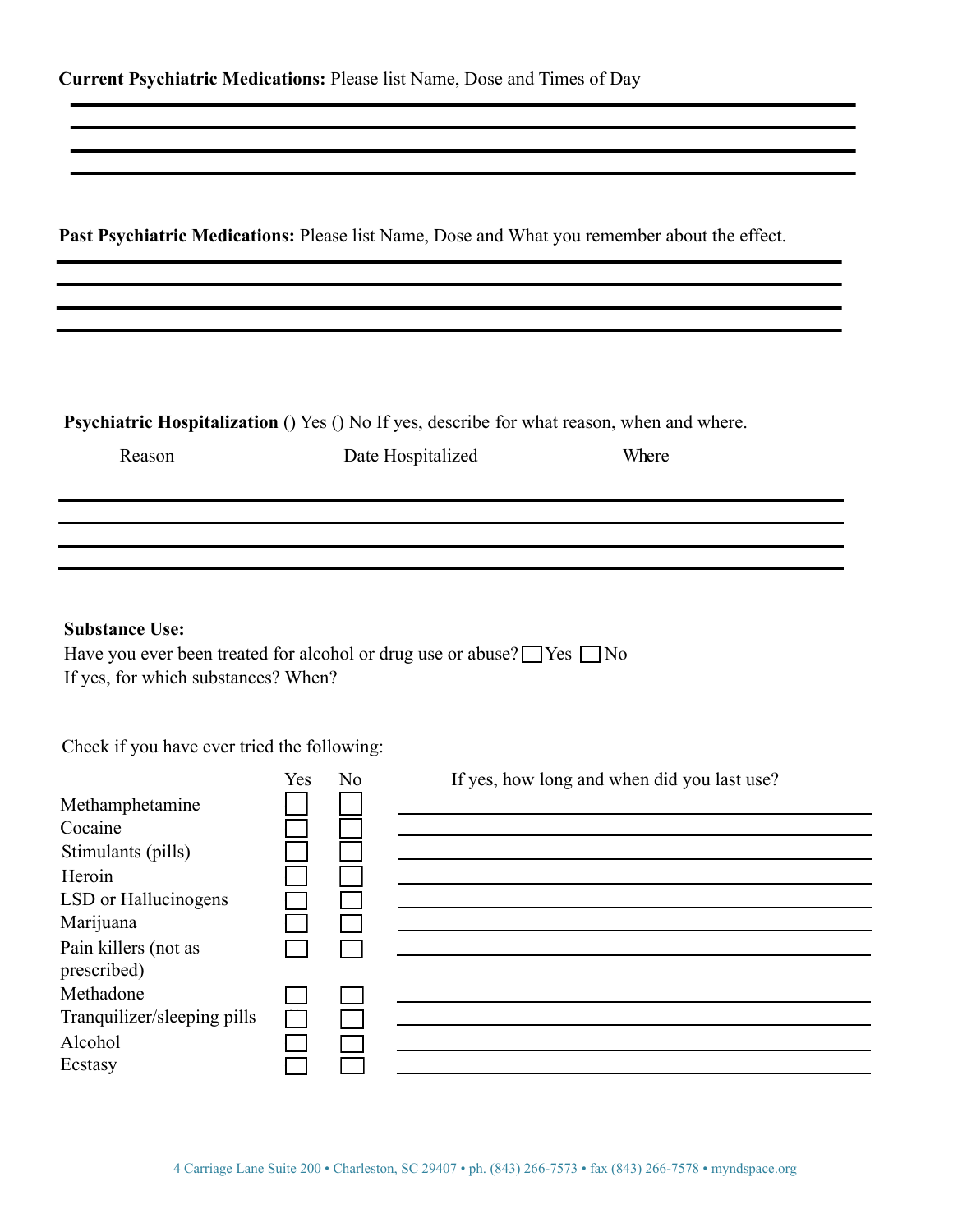**Current Psychiatric Medications:** Please list Name, Dose and Times of Day

\_\_\_\_\_\_\_\_\_\_\_\_\_\_\_\_\_\_\_\_\_\_\_\_\_\_\_\_\_\_\_\_\_\_\_\_\_\_\_\_\_\_\_\_\_\_\_\_\_\_\_\_\_\_\_\_\_\_\_\_\_\_\_\_\_\_\_\_\_\_

\_\_\_\_\_\_\_\_\_\_\_\_\_\_\_\_\_\_\_\_\_\_\_\_\_\_\_\_\_\_\_\_\_\_\_\_\_\_\_\_\_\_\_\_\_\_\_\_\_\_\_\_\_\_\_\_\_\_\_\_\_\_\_\_\_\_\_\_\_\_

\_\_\_\_\_\_\_\_\_\_\_\_\_\_\_\_\_\_\_\_\_\_\_\_\_\_\_\_\_\_\_\_\_\_\_\_\_\_\_\_\_\_\_\_\_\_\_\_\_\_\_\_\_\_\_\_\_\_\_\_\_\_\_\_\_\_\_\_\_\_

\_\_\_\_\_\_\_\_\_\_\_\_\_\_\_\_\_\_\_\_\_\_\_\_\_\_\_\_\_\_\_\_\_\_\_\_\_\_\_\_\_\_\_\_\_\_\_\_\_\_\_\_\_\_\_\_\_\_\_\_\_\_\_\_\_\_\_\_\_\_

**Past Psychiatric Medications:** Please list Name, Dose and What you remember about the effect.

\_\_\_\_\_\_\_\_\_\_\_\_\_\_\_\_\_\_\_\_\_\_\_\_\_\_\_\_\_\_\_\_\_\_\_\_\_\_\_\_\_\_\_\_\_\_\_\_\_\_\_\_\_\_\_\_\_\_\_\_\_\_\_\_\_\_\_\_\_\_

\_\_\_\_\_\_\_\_\_\_\_\_\_\_\_\_\_\_\_\_\_\_\_\_\_\_\_\_\_\_\_\_\_\_\_\_\_\_\_\_\_\_\_\_\_\_\_\_\_\_\_\_\_\_\_\_\_\_\_\_\_\_\_\_\_\_\_\_\_\_

\_\_\_\_\_\_\_\_\_\_\_\_\_\_\_\_\_\_\_\_\_\_\_\_\_\_\_\_\_\_\_\_\_\_\_\_\_\_\_\_\_\_\_\_\_\_\_\_\_\_\_\_\_\_\_\_\_\_\_\_\_\_\_\_\_\_\_\_\_\_

\_\_\_\_\_\_\_\_\_\_\_\_\_\_\_\_\_\_\_\_\_\_\_\_\_\_\_\_\_\_\_\_\_\_\_\_\_\_\_\_\_\_\_\_\_\_\_\_\_\_\_\_\_\_\_\_\_\_\_\_\_\_\_\_\_\_\_\_\_\_

**Psychiatric Hospitalization** () Yes () No If yes, describe for what reason, when and where.

| Reason | Date Hospitalized | Where |
|---|---|---|
| | | |
| | | |
| | | |
| | | |

**Substance Use:**

Have you ever been treated for alcohol or drug use or abuse? ☐ Yes ☐ No

If yes, for which substances? When?

Check if you have ever tried the following:

| | Yes | No | If yes, how long and when did you last use? |
|---|---|---|---|
| Methamphetamine | ☐ | ☐ | |
| Cocaine | ☐ | ☐ | |
| Stimulants (pills) | ☐ | ☐ | |
| Heroin | ☐ | ☐ | |
| LSD or Hallucinogens | ☐ | ☐ | |
| Marijuana | ☐ | ☐ | |
| Pain killers (not as prescribed) | ☐ | ☐ | |
| Methadone | ☐ | ☐ | |
| Tranquilizer/sleeping pills | ☐ | ☐ | |
| Alcohol | ☐ | ☐ | |
| Ecstasy | ☐ | ☐ | |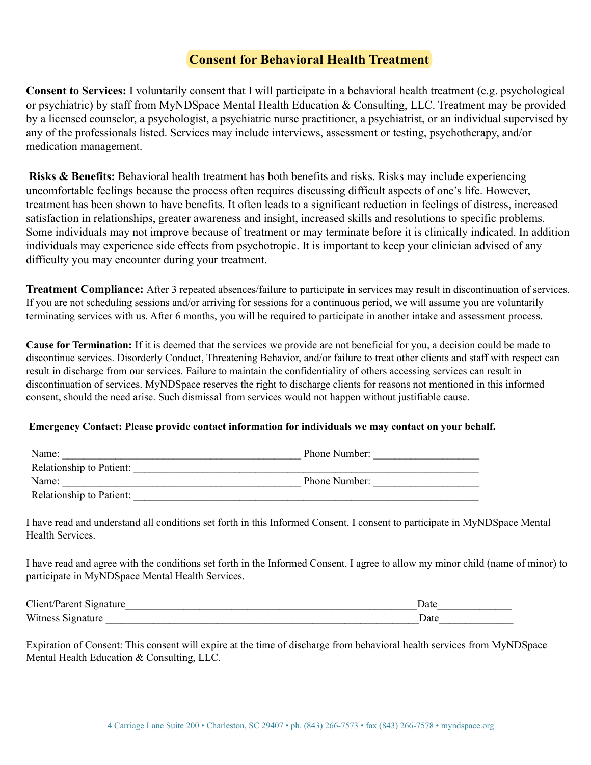# Consent for Behavioral Health Treatment

**Consent to Services:** I voluntarily consent that I will participate in a behavioral health treatment (e.g. psychological or psychiatric) by staff from MyNDSpace Mental Health Education & Consulting, LLC. Treatment may be provided by a licensed counselor, a psychologist, a psychiatric nurse practitioner, a psychiatrist, or an individual supervised by any of the professionals listed. Services may include interviews, assessment or testing, psychotherapy, and/or medication management.

**Risks & Benefits:** Behavioral health treatment has both benefits and risks. Risks may include experiencing uncomfortable feelings because the process often requires discussing difficult aspects of one's life. However, treatment has been shown to have benefits. It often leads to a significant reduction in feelings of distress, increased satisfaction in relationships, greater awareness and insight, increased skills and resolutions to specific problems. Some individuals may not improve because of treatment or may terminate before it is clinically indicated. In addition individuals may experience side effects from psychotropic. It is important to keep your clinician advised of any difficulty you may encounter during your treatment.

**Treatment Compliance:** After 3 repeated absences/failure to participate in services may result in discontinuation of services. If you are not scheduling sessions and/or arriving for sessions for a continuous period, we will assume you are voluntarily terminating services with us. After 6 months, you will be required to participate in another intake and assessment process.

**Cause for Termination:** If it is deemed that the services we provide are not beneficial for you, a decision could be made to discontinue services. Disorderly Conduct, Threatening Behavior, and/or failure to treat other clients and staff with respect can result in discharge from our services. Failure to maintain the confidentiality of others accessing services can result in discontinuation of services. MyNDSpace reserves the right to discharge clients for reasons not mentioned in this informed consent, should the need arise. Such dismissal from services would not happen without justifiable cause.

**Emergency Contact: Please provide contact information for individuals we may contact on your behalf.**

Name: ____________________________________________ Phone Number: ___________________
Relationship to Patient: ______________________________________________________________
Name: ____________________________________________ Phone Number: ___________________
Relationship to Patient: ______________________________________________________________

I have read and understand all conditions set forth in this Informed Consent. I consent to participate in MyNDSpace Mental Health Services.

I have read and agree with the conditions set forth in the Informed Consent. I agree to allow my minor child (name of minor) to participate in MyNDSpace Mental Health Services.

Client/Parent Signature______________________________________________________Date_____________
Witness Signature __________________________________________________________Date_____________

Expiration of Consent: This consent will expire at the time of discharge from behavioral health services from MyNDSpace Mental Health Education & Consulting, LLC.

4 Carriage Lane Suite 200 • Charleston, SC 29407 • ph. (843) 266-7573 • fax (843) 266-7578 • myndspace.org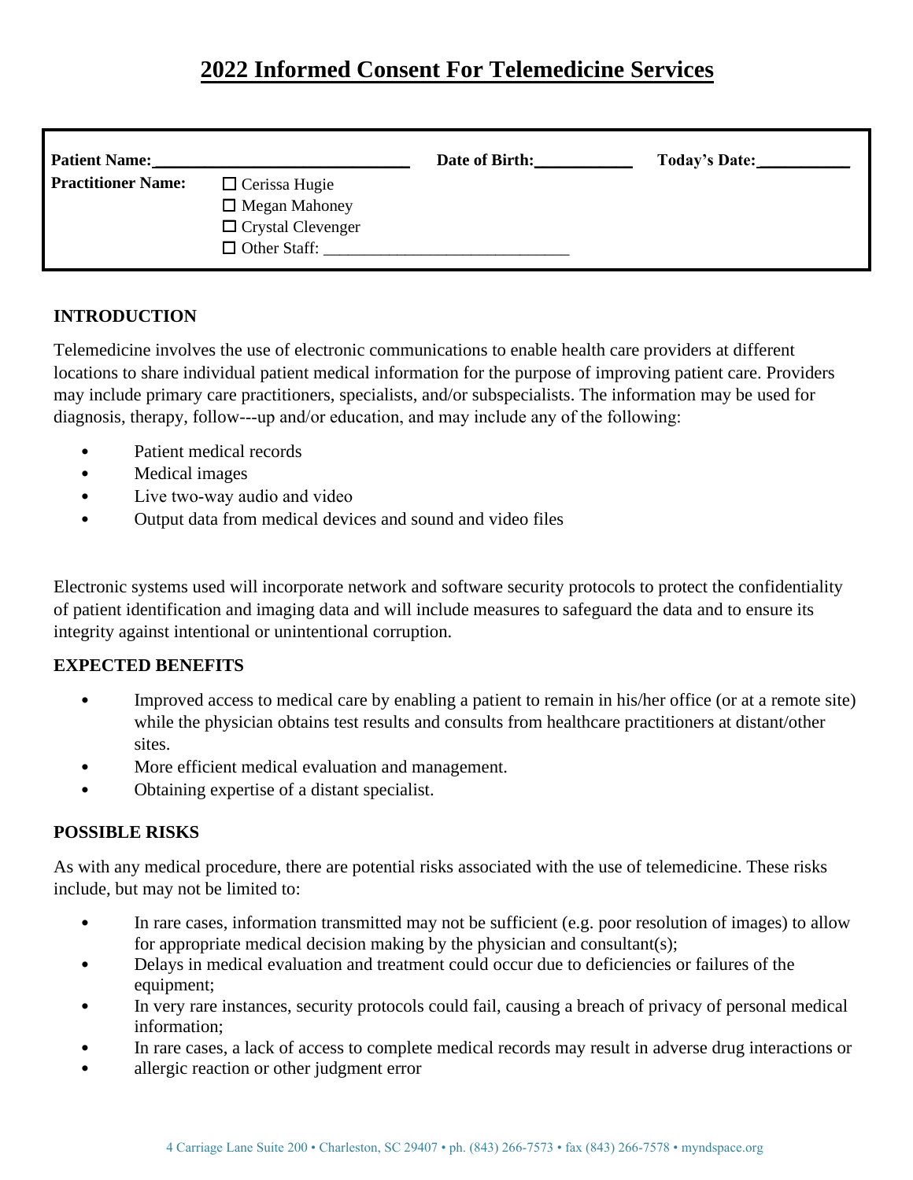# 2022 Informed Consent For Telemedicine Services

**Patient Name:**\_\_\_\_\_\_\_\_\_\_\_\_\_\_\_\_\_\_\_\_\_\_\_\_\_\_\_\_\_\_ **Date of Birth:**\_\_\_\_\_\_\_\_\_\_\_\_ **Today's Date:**\_\_\_\_\_\_\_\_\_\_\_\_

**Practitioner Name:**
- ☐ Cerissa Hugie
- ☐ Megan Mahoney
- ☐ Crystal Clevenger
- ☐ Other Staff: \_\_\_\_\_\_\_\_\_\_\_\_\_\_\_\_\_\_\_\_\_\_\_\_\_\_\_\_\_\_

## INTRODUCTION

Telemedicine involves the use of electronic communications to enable health care providers at different locations to share individual patient medical information for the purpose of improving patient care. Providers may include primary care practitioners, specialists, and/or subspecialists. The information may be used for diagnosis, therapy, follow---up and/or education, and may include any of the following:

- Patient medical records
- Medical images
- Live two-way audio and video
- Output data from medical devices and sound and video files

Electronic systems used will incorporate network and software security protocols to protect the confidentiality of patient identification and imaging data and will include measures to safeguard the data and to ensure its integrity against intentional or unintentional corruption.

## EXPECTED BENEFITS

- Improved access to medical care by enabling a patient to remain in his/her office (or at a remote site) while the physician obtains test results and consults from healthcare practitioners at distant/other sites.
- More efficient medical evaluation and management.
- Obtaining expertise of a distant specialist.

## POSSIBLE RISKS

As with any medical procedure, there are potential risks associated with the use of telemedicine. These risks include, but may not be limited to:

- In rare cases, information transmitted may not be sufficient (e.g. poor resolution of images) to allow for appropriate medical decision making by the physician and consultant(s);
- Delays in medical evaluation and treatment could occur due to deficiencies or failures of the equipment;
- In very rare instances, security protocols could fail, causing a breach of privacy of personal medical information;
- In rare cases, a lack of access to complete medical records may result in adverse drug interactions or
- allergic reaction or other judgment error

4 Carriage Lane Suite 200 • Charleston, SC 29407 • ph. (843) 266-7573 • fax (843) 266-7578 • myndspace.org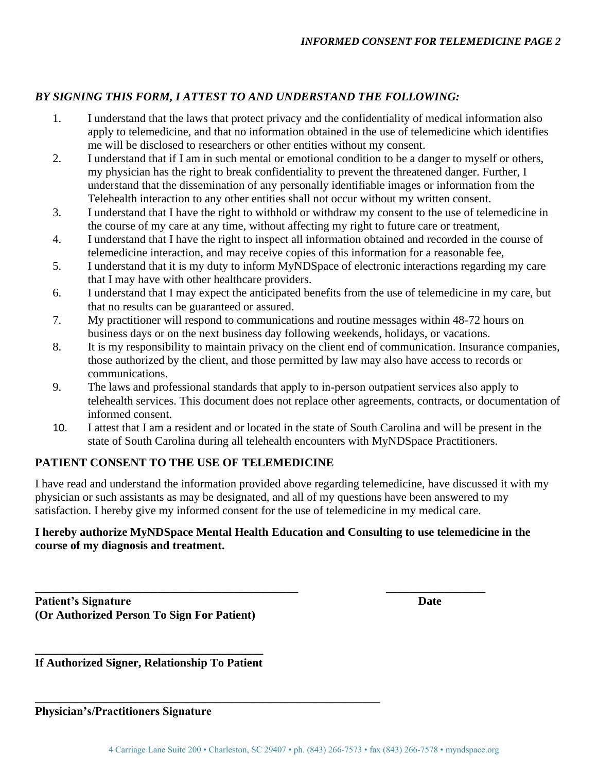***BY SIGNING THIS FORM, I ATTEST TO AND UNDERSTAND THE FOLLOWING:***

1. I understand that the laws that protect privacy and the confidentiality of medical information also apply to telemedicine, and that no information obtained in the use of telemedicine which identifies me will be disclosed to researchers or other entities without my consent.
2. I understand that if I am in such mental or emotional condition to be a danger to myself or others, my physician has the right to break confidentiality to prevent the threatened danger. Further, I understand that the dissemination of any personally identifiable images or information from the Telehealth interaction to any other entities shall not occur without my written consent.
3. I understand that I have the right to withhold or withdraw my consent to the use of telemedicine in the course of my care at any time, without affecting my right to future care or treatment,
4. I understand that I have the right to inspect all information obtained and recorded in the course of telemedicine interaction, and may receive copies of this information for a reasonable fee,
5. I understand that it is my duty to inform MyNDSpace of electronic interactions regarding my care that I may have with other healthcare providers.
6. I understand that I may expect the anticipated benefits from the use of telemedicine in my care, but that no results can be guaranteed or assured.
7. My practitioner will respond to communications and routine messages within 48-72 hours on business days or on the next business day following weekends, holidays, or vacations.
8. It is my responsibility to maintain privacy on the client end of communication. Insurance companies, those authorized by the client, and those permitted by law may also have access to records or communications.
9. The laws and professional standards that apply to in-person outpatient services also apply to telehealth services. This document does not replace other agreements, contracts, or documentation of informed consent.
10. I attest that I am a resident and or located in the state of South Carolina and will be present in the state of South Carolina during all telehealth encounters with MyNDSpace Practitioners.

**PATIENT CONSENT TO THE USE OF TELEMEDICINE**

I have read and understand the information provided above regarding telemedicine, have discussed it with my physician or such assistants as may be designated, and all of my questions have been answered to my satisfaction. I hereby give my informed consent for the use of telemedicine in my medical care.

**I hereby authorize MyNDSpace Mental Health Education and Consulting to use telemedicine in the course of my diagnosis and treatment.**

\_\_\_\_\_\_\_\_\_\_\_\_\_\_\_\_\_\_\_\_\_\_\_\_\_\_\_\_\_\_\_\_\_\_\_\_\_\_\_\_\_\_\_\_\_ \_\_\_\_\_\_\_\_\_\_\_\_\_\_\_\_\_

**Patient's Signature** **Date**
**(Or Authorized Person To Sign For Patient)**

\_\_\_\_\_\_\_\_\_\_\_\_\_\_\_\_\_\_\_\_\_\_\_\_\_\_\_\_\_\_\_\_\_\_\_\_\_\_\_

**If Authorized Signer, Relationship To Patient**

\_\_\_\_\_\_\_\_\_\_\_\_\_\_\_\_\_\_\_\_\_\_\_\_\_\_\_\_\_\_\_\_\_\_\_\_\_\_\_\_\_\_\_\_\_\_\_\_\_\_\_\_\_\_\_\_\_\_\_\_

**Physician's/Practitioners Signature**

4 Carriage Lane Suite 200 • Charleston, SC 29407 • ph. (843) 266-7573 • fax (843) 266-7578 • myndspace.org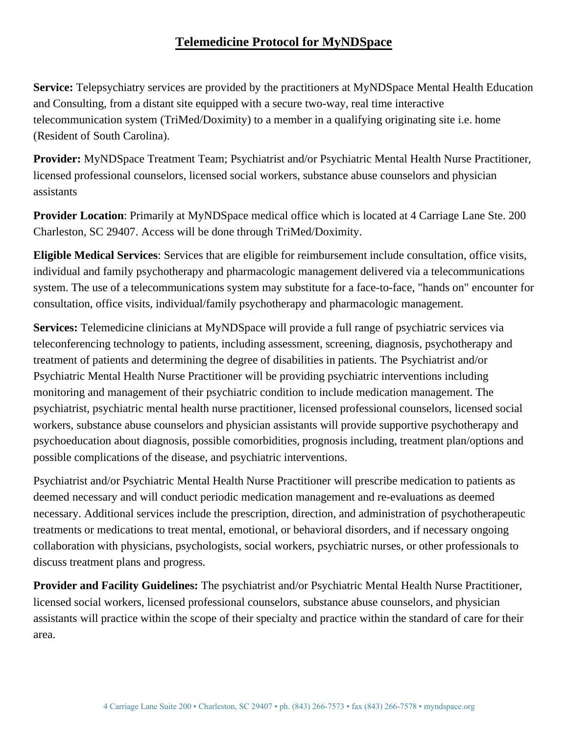# Telemedicine Protocol for MyNDSpace

**Service:** Telepsychiatry services are provided by the practitioners at MyNDSpace Mental Health Education and Consulting, from a distant site equipped with a secure two-way, real time interactive telecommunication system (TriMed/Doximity) to a member in a qualifying originating site i.e. home (Resident of South Carolina).

**Provider:** MyNDSpace Treatment Team; Psychiatrist and/or Psychiatric Mental Health Nurse Practitioner, licensed professional counselors, licensed social workers, substance abuse counselors and physician assistants

**Provider Location**: Primarily at MyNDSpace medical office which is located at 4 Carriage Lane Ste. 200 Charleston, SC 29407. Access will be done through TriMed/Doximity.

**Eligible Medical Services**: Services that are eligible for reimbursement include consultation, office visits, individual and family psychotherapy and pharmacologic management delivered via a telecommunications system. The use of a telecommunications system may substitute for a face-to-face, "hands on" encounter for consultation, office visits, individual/family psychotherapy and pharmacologic management.

**Services:** Telemedicine clinicians at MyNDSpace will provide a full range of psychiatric services via teleconferencing technology to patients, including assessment, screening, diagnosis, psychotherapy and treatment of patients and determining the degree of disabilities in patients. The Psychiatrist and/or Psychiatric Mental Health Nurse Practitioner will be providing psychiatric interventions including monitoring and management of their psychiatric condition to include medication management. The psychiatrist, psychiatric mental health nurse practitioner, licensed professional counselors, licensed social workers, substance abuse counselors and physician assistants will provide supportive psychotherapy and psychoeducation about diagnosis, possible comorbidities, prognosis including, treatment plan/options and possible complications of the disease, and psychiatric interventions.

Psychiatrist and/or Psychiatric Mental Health Nurse Practitioner will prescribe medication to patients as deemed necessary and will conduct periodic medication management and re-evaluations as deemed necessary. Additional services include the prescription, direction, and administration of psychotherapeutic treatments or medications to treat mental, emotional, or behavioral disorders, and if necessary ongoing collaboration with physicians, psychologists, social workers, psychiatric nurses, or other professionals to discuss treatment plans and progress.

**Provider and Facility Guidelines:** The psychiatrist and/or Psychiatric Mental Health Nurse Practitioner, licensed social workers, licensed professional counselors, substance abuse counselors, and physician assistants will practice within the scope of their specialty and practice within the standard of care for their area.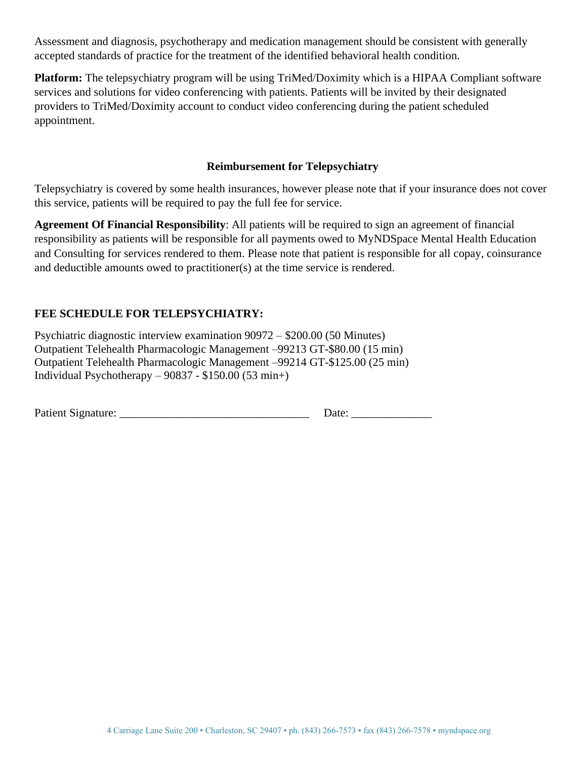Assessment and diagnosis, psychotherapy and medication management should be consistent with generally accepted standards of practice for the treatment of the identified behavioral health condition.

**Platform:** The telepsychiatry program will be using TriMed/Doximity which is a HIPAA Compliant software services and solutions for video conferencing with patients. Patients will be invited by their designated providers to TriMed/Doximity account to conduct video conferencing during the patient scheduled appointment.

### Reimbursement for Telepsychiatry

Telepsychiatry is covered by some health insurances, however please note that if your insurance does not cover this service, patients will be required to pay the full fee for service.

**Agreement Of Financial Responsibility**: All patients will be required to sign an agreement of financial responsibility as patients will be responsible for all payments owed to MyNDSpace Mental Health Education and Consulting for services rendered to them. Please note that patient is responsible for all copay, coinsurance and deductible amounts owed to practitioner(s) at the time service is rendered.

**FEE SCHEDULE FOR TELEPSYCHIATRY:**

Psychiatric diagnostic interview examination 90972 – $200.00 (50 Minutes)
Outpatient Telehealth Pharmacologic Management –99213 GT-$80.00 (15 min)
Outpatient Telehealth Pharmacologic Management –99214 GT-$125.00 (25 min)
Individual Psychotherapy – 90837 - $150.00 (53 min+)

Patient Signature: _________________________________ Date: ______________

4 Carriage Lane Suite 200 • Charleston, SC 29407 • ph. (843) 266-7573 • fax (843) 266-7578 • myndspace.org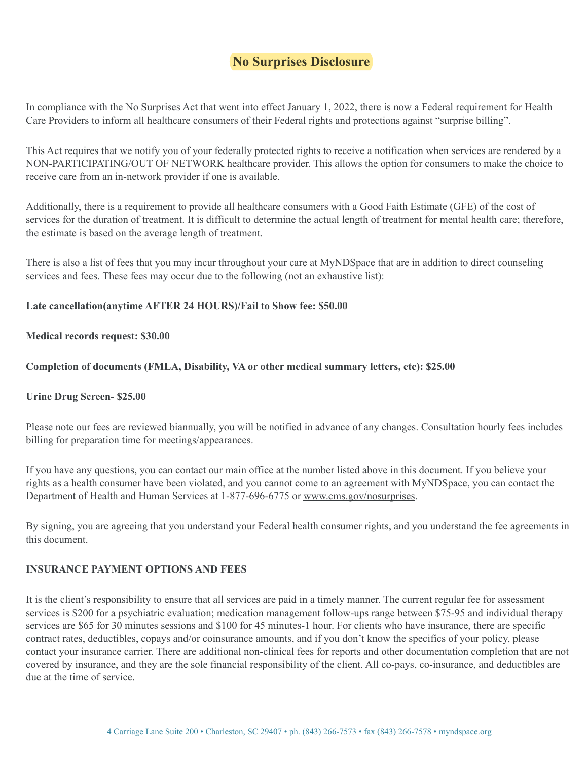# No Surprises Disclosure

In compliance with the No Surprises Act that went into effect January 1, 2022, there is now a Federal requirement for Health Care Providers to inform all healthcare consumers of their Federal rights and protections against "surprise billing".

This Act requires that we notify you of your federally protected rights to receive a notification when services are rendered by a NON-PARTICIPATING/OUT OF NETWORK healthcare provider. This allows the option for consumers to make the choice to receive care from an in-network provider if one is available.

Additionally, there is a requirement to provide all healthcare consumers with a Good Faith Estimate (GFE) of the cost of services for the duration of treatment. It is difficult to determine the actual length of treatment for mental health care; therefore, the estimate is based on the average length of treatment.

There is also a list of fees that you may incur throughout your care at MyNDSpace that are in addition to direct counseling services and fees. These fees may occur due to the following (not an exhaustive list):

**Late cancellation(anytime AFTER 24 HOURS)/Fail to Show fee: $50.00**

**Medical records request: $30.00**

**Completion of documents (FMLA, Disability, VA or other medical summary letters, etc): $25.00**

**Urine Drug Screen- $25.00**

Please note our fees are reviewed biannually, you will be notified in advance of any changes. Consultation hourly fees includes billing for preparation time for meetings/appearances.

If you have any questions, you can contact our main office at the number listed above in this document. If you believe your rights as a health consumer have been violated, and you cannot come to an agreement with MyNDSpace, you can contact the Department of Health and Human Services at 1-877-696-6775 or www.cms.gov/nosurprises.

By signing, you are agreeing that you understand your Federal health consumer rights, and you understand the fee agreements in this document.

**INSURANCE PAYMENT OPTIONS AND FEES**

It is the client's responsibility to ensure that all services are paid in a timely manner. The current regular fee for assessment services is $200 for a psychiatric evaluation; medication management follow-ups range between $75-95 and individual therapy services are $65 for 30 minutes sessions and $100 for 45 minutes-1 hour. For clients who have insurance, there are specific contract rates, deductibles, copays and/or coinsurance amounts, and if you don't know the specifics of your policy, please contact your insurance carrier. There are additional non-clinical fees for reports and other documentation completion that are not covered by insurance, and they are the sole financial responsibility of the client. All co-pays, co-insurance, and deductibles are due at the time of service.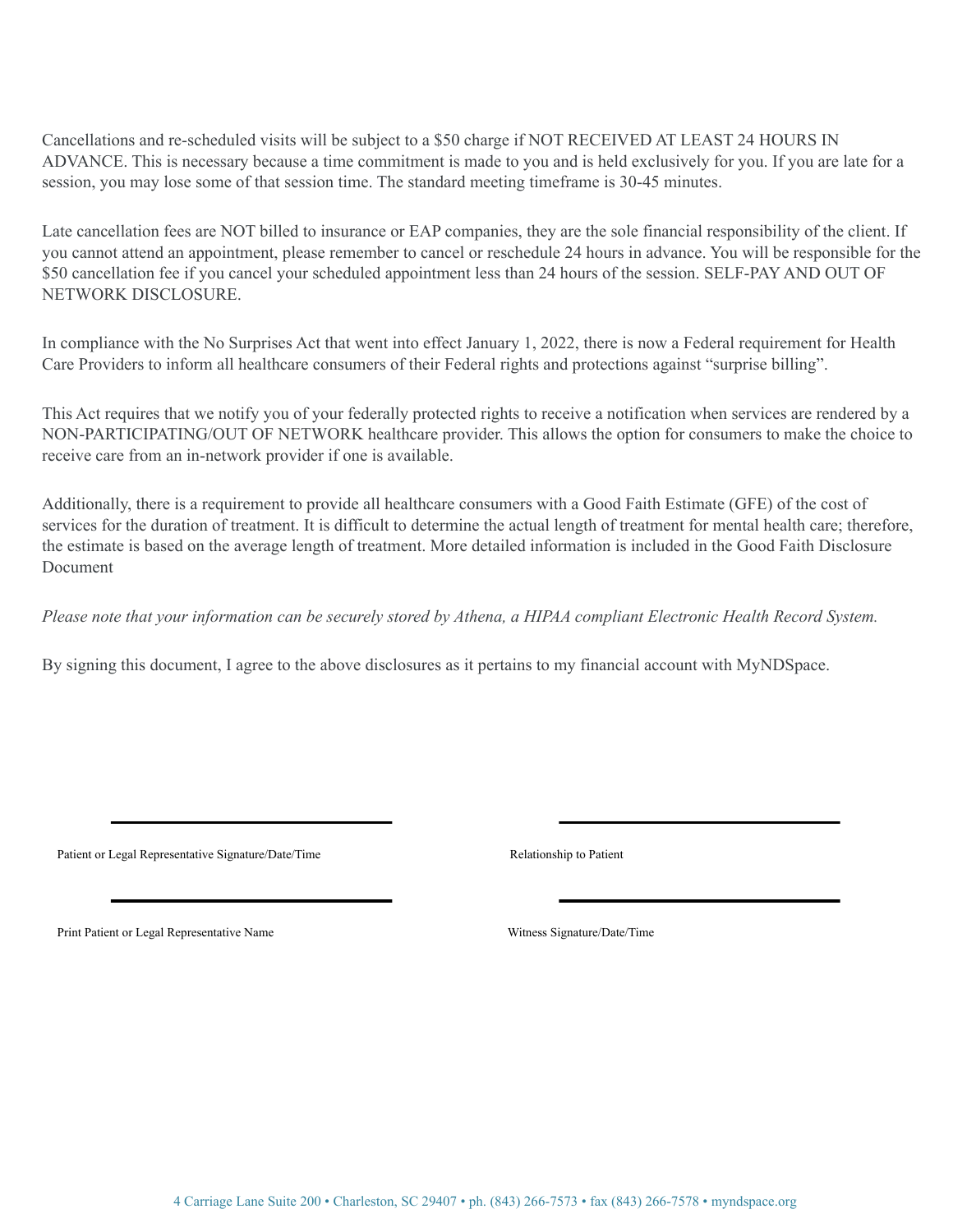Cancellations and re-scheduled visits will be subject to a $50 charge if NOT RECEIVED AT LEAST 24 HOURS IN ADVANCE. This is necessary because a time commitment is made to you and is held exclusively for you. If you are late for a session, you may lose some of that session time. The standard meeting timeframe is 30-45 minutes.

Late cancellation fees are NOT billed to insurance or EAP companies, they are the sole financial responsibility of the client. If you cannot attend an appointment, please remember to cancel or reschedule 24 hours in advance. You will be responsible for the $50 cancellation fee if you cancel your scheduled appointment less than 24 hours of the session. SELF-PAY AND OUT OF NETWORK DISCLOSURE.

In compliance with the No Surprises Act that went into effect January 1, 2022, there is now a Federal requirement for Health Care Providers to inform all healthcare consumers of their Federal rights and protections against "surprise billing".

This Act requires that we notify you of your federally protected rights to receive a notification when services are rendered by a NON-PARTICIPATING/OUT OF NETWORK healthcare provider. This allows the option for consumers to make the choice to receive care from an in-network provider if one is available.

Additionally, there is a requirement to provide all healthcare consumers with a Good Faith Estimate (GFE) of the cost of services for the duration of treatment. It is difficult to determine the actual length of treatment for mental health care; therefore, the estimate is based on the average length of treatment. More detailed information is included in the Good Faith Disclosure Document

*Please note that your information can be securely stored by Athena, a HIPAA compliant Electronic Health Record System.*

By signing this document, I agree to the above disclosures as it pertains to my financial account with MyNDSpace.

______________________________ Patient or Legal Representative Signature/Date/Time

______________________________ Relationship to Patient

______________________________ Print Patient or Legal Representative Name

______________________________ Witness Signature/Date/Time

4 Carriage Lane Suite 200 • Charleston, SC 29407 • ph. (843) 266-7573 • fax (843) 266-7578 • myndspace.org